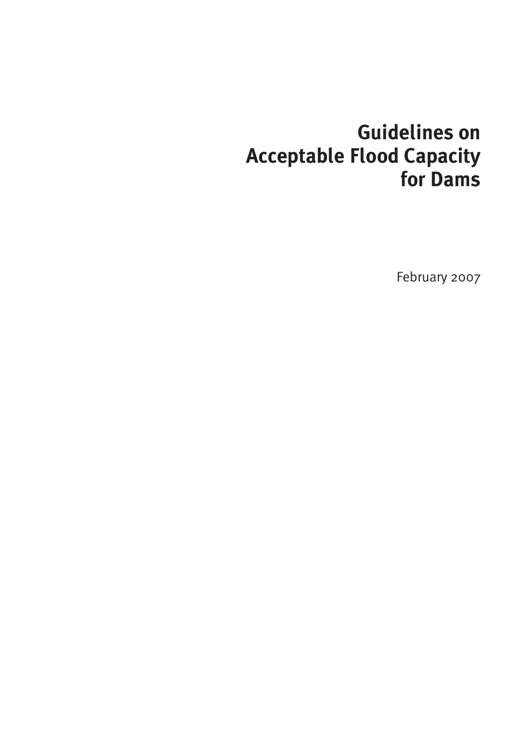# Guidelines on Acceptable Flood Capacity for Dams

February 2007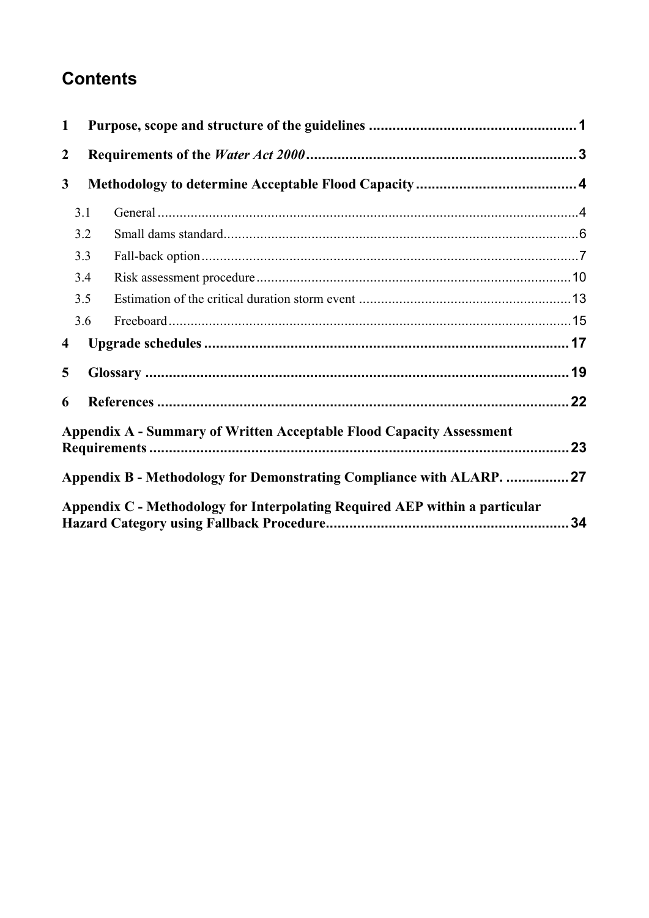# Contents

1 Purpose, scope and structure of the guidelines ..................................................... 1

2 Requirements of the *Water Act 2000* ..................................................................... 3

3 Methodology to determine Acceptable Flood Capacity ......................................... 4

- 3.1 General ..................................................................................................................... 4
- 3.2 Small dams standard ................................................................................................. 6
- 3.3 Fall-back option ........................................................................................................ 7
- 3.4 Risk assessment procedure ..................................................................................... 10
- 3.5 Estimation of the critical duration storm event ......................................................... 13
- 3.6 Freeboard ................................................................................................................ 15

4 Upgrade schedules ............................................................................................. 17

5 Glossary ............................................................................................................. 19

6 References ......................................................................................................... 22

Appendix A - Summary of Written Acceptable Flood Capacity Assessment Requirements ........................................................................................................... 23

Appendix B - Methodology for Demonstrating Compliance with ALARP. ................ 27

Appendix C - Methodology for Interpolating Required AEP within a particular Hazard Category using Fallback Procedure ............................................................ 34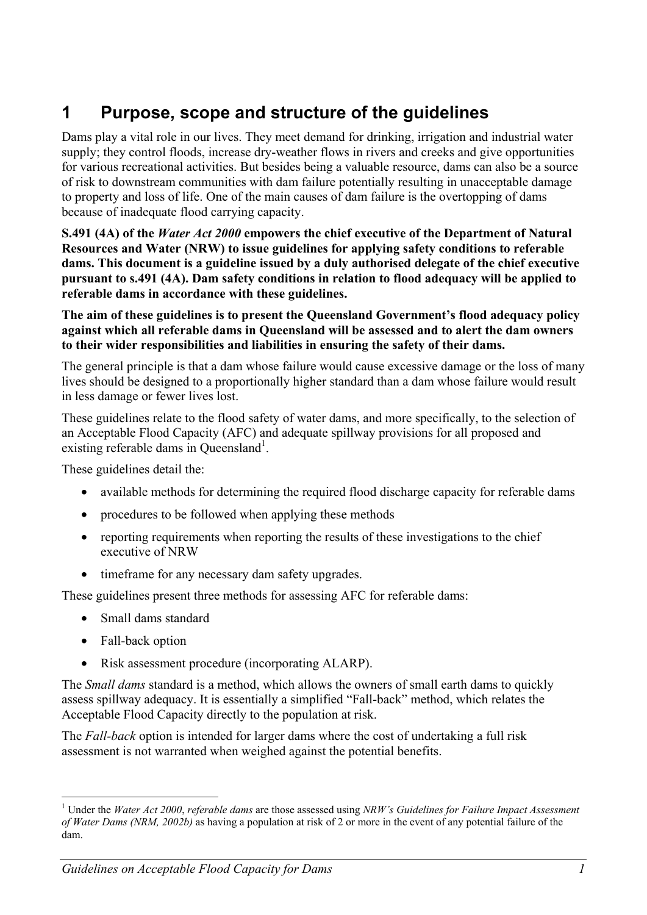# 1 Purpose, scope and structure of the guidelines

Dams play a vital role in our lives. They meet demand for drinking, irrigation and industrial water supply; they control floods, increase dry-weather flows in rivers and creeks and give opportunities for various recreational activities. But besides being a valuable resource, dams can also be a source of risk to downstream communities with dam failure potentially resulting in unacceptable damage to property and loss of life. One of the main causes of dam failure is the overtopping of dams because of inadequate flood carrying capacity.

**S.491 (4A) of the *Water Act 2000* empowers the chief executive of the Department of Natural Resources and Water (NRW) to issue guidelines for applying safety conditions to referable dams. This document is a guideline issued by a duly authorised delegate of the chief executive pursuant to s.491 (4A). Dam safety conditions in relation to flood adequacy will be applied to referable dams in accordance with these guidelines.**

**The aim of these guidelines is to present the Queensland Government's flood adequacy policy against which all referable dams in Queensland will be assessed and to alert the dam owners to their wider responsibilities and liabilities in ensuring the safety of their dams.**

The general principle is that a dam whose failure would cause excessive damage or the loss of many lives should be designed to a proportionally higher standard than a dam whose failure would result in less damage or fewer lives lost.

These guidelines relate to the flood safety of water dams, and more specifically, to the selection of an Acceptable Flood Capacity (AFC) and adequate spillway provisions for all proposed and existing referable dams in Queensland[1].

These guidelines detail the:

- available methods for determining the required flood discharge capacity for referable dams
- procedures to be followed when applying these methods
- reporting requirements when reporting the results of these investigations to the chief executive of NRW
- timeframe for any necessary dam safety upgrades.

These guidelines present three methods for assessing AFC for referable dams:

- Small dams standard
- Fall-back option
- Risk assessment procedure (incorporating ALARP).

The *Small dams* standard is a method, which allows the owners of small earth dams to quickly assess spillway adequacy. It is essentially a simplified "Fall-back" method, which relates the Acceptable Flood Capacity directly to the population at risk.

The *Fall-back* option is intended for larger dams where the cost of undertaking a full risk assessment is not warranted when weighed against the potential benefits.

---

[1] Under the *Water Act 2000*, *referable dams* are those assessed using *NRW's Guidelines for Failure Impact Assessment of Water Dams (NRM, 2002b)* as having a population at risk of 2 or more in the event of any potential failure of the dam.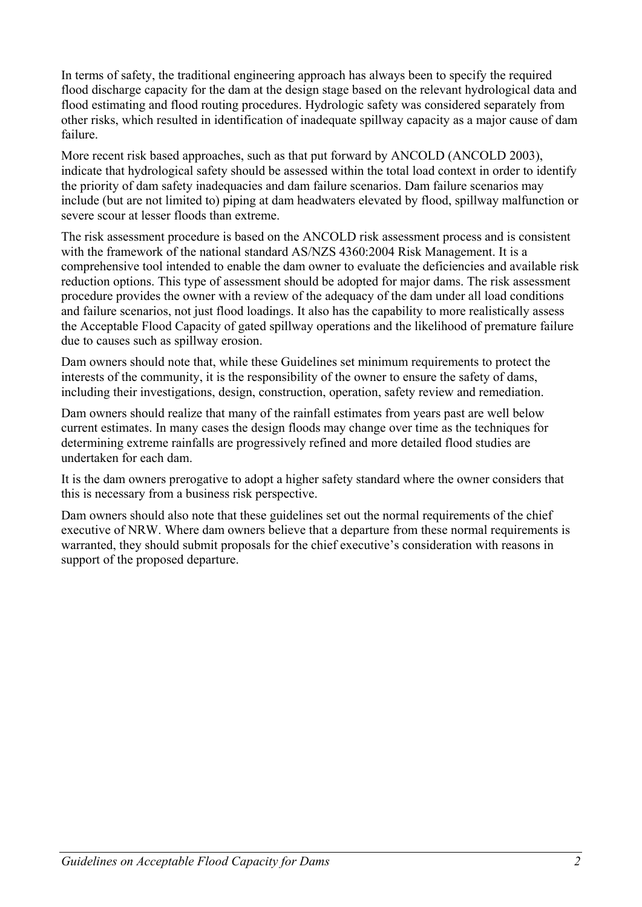In terms of safety, the traditional engineering approach has always been to specify the required flood discharge capacity for the dam at the design stage based on the relevant hydrological data and flood estimating and flood routing procedures. Hydrologic safety was considered separately from other risks, which resulted in identification of inadequate spillway capacity as a major cause of dam failure.

More recent risk based approaches, such as that put forward by ANCOLD (ANCOLD 2003), indicate that hydrological safety should be assessed within the total load context in order to identify the priority of dam safety inadequacies and dam failure scenarios. Dam failure scenarios may include (but are not limited to) piping at dam headwaters elevated by flood, spillway malfunction or severe scour at lesser floods than extreme.

The risk assessment procedure is based on the ANCOLD risk assessment process and is consistent with the framework of the national standard AS/NZS 4360:2004 Risk Management. It is a comprehensive tool intended to enable the dam owner to evaluate the deficiencies and available risk reduction options. This type of assessment should be adopted for major dams. The risk assessment procedure provides the owner with a review of the adequacy of the dam under all load conditions and failure scenarios, not just flood loadings. It also has the capability to more realistically assess the Acceptable Flood Capacity of gated spillway operations and the likelihood of premature failure due to causes such as spillway erosion.

Dam owners should note that, while these Guidelines set minimum requirements to protect the interests of the community, it is the responsibility of the owner to ensure the safety of dams, including their investigations, design, construction, operation, safety review and remediation.

Dam owners should realize that many of the rainfall estimates from years past are well below current estimates. In many cases the design floods may change over time as the techniques for determining extreme rainfalls are progressively refined and more detailed flood studies are undertaken for each dam.

It is the dam owners prerogative to adopt a higher safety standard where the owner considers that this is necessary from a business risk perspective.

Dam owners should also note that these guidelines set out the normal requirements of the chief executive of NRW. Where dam owners believe that a departure from these normal requirements is warranted, they should submit proposals for the chief executive's consideration with reasons in support of the proposed departure.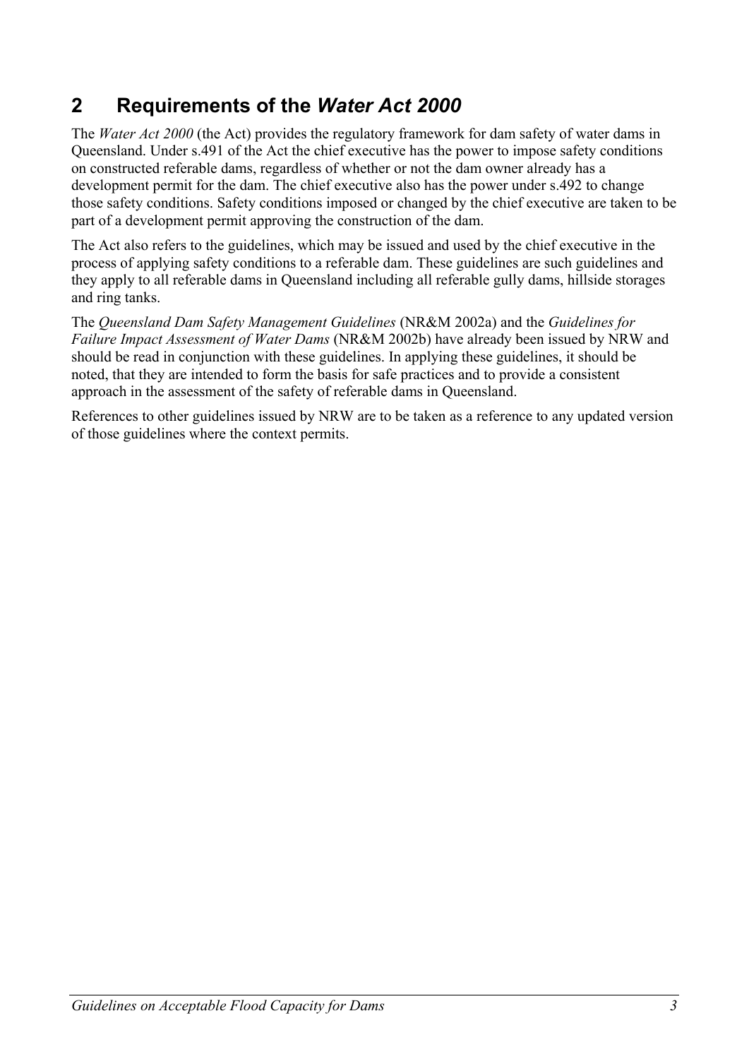## 2 Requirements of the *Water Act 2000*

The *Water Act 2000* (the Act) provides the regulatory framework for dam safety of water dams in Queensland. Under s.491 of the Act the chief executive has the power to impose safety conditions on constructed referable dams, regardless of whether or not the dam owner already has a development permit for the dam. The chief executive also has the power under s.492 to change those safety conditions. Safety conditions imposed or changed by the chief executive are taken to be part of a development permit approving the construction of the dam.

The Act also refers to the guidelines, which may be issued and used by the chief executive in the process of applying safety conditions to a referable dam. These guidelines are such guidelines and they apply to all referable dams in Queensland including all referable gully dams, hillside storages and ring tanks.

The *Queensland Dam Safety Management Guidelines* (NR&M 2002a) and the *Guidelines for Failure Impact Assessment of Water Dams* (NR&M 2002b) have already been issued by NRW and should be read in conjunction with these guidelines. In applying these guidelines, it should be noted, that they are intended to form the basis for safe practices and to provide a consistent approach in the assessment of the safety of referable dams in Queensland.

References to other guidelines issued by NRW are to be taken as a reference to any updated version of those guidelines where the context permits.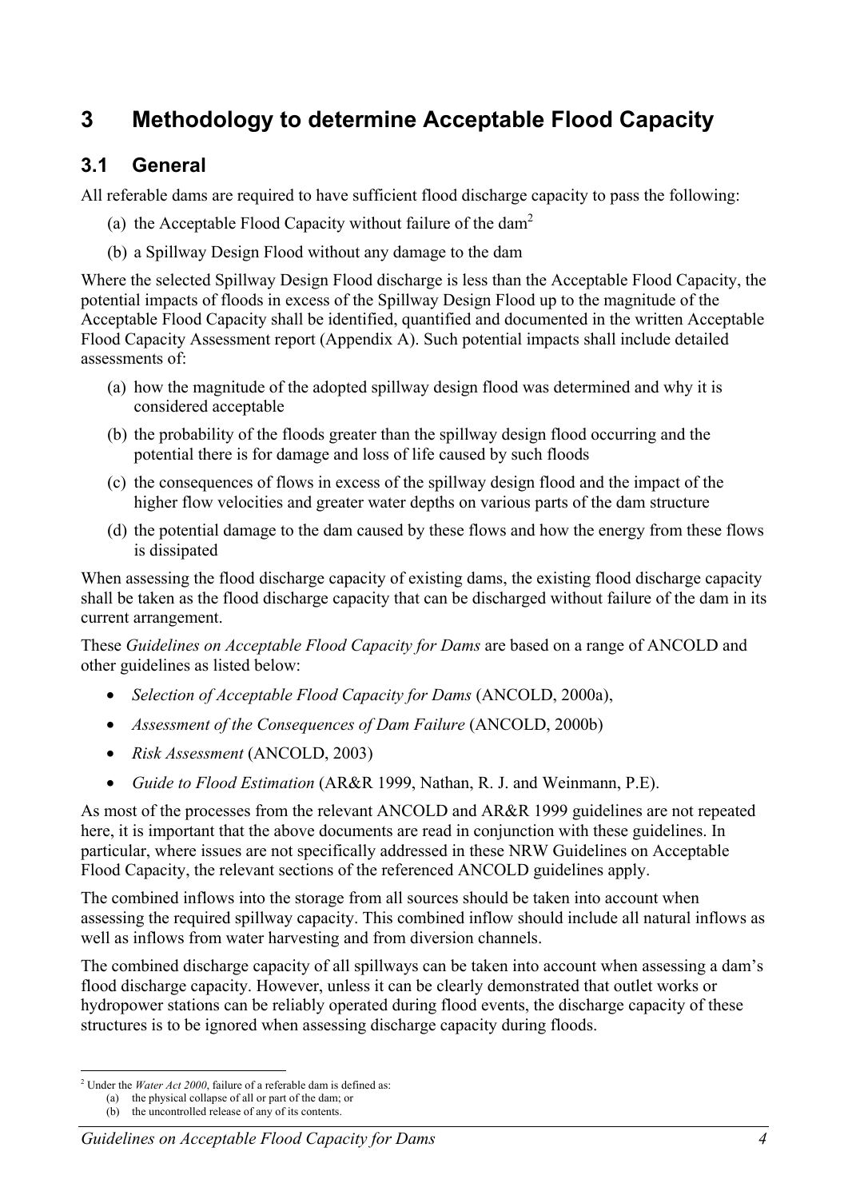# 3 Methodology to determine Acceptable Flood Capacity

## 3.1 General

All referable dams are required to have sufficient flood discharge capacity to pass the following:

(a) the Acceptable Flood Capacity without failure of the dam[2]

(b) a Spillway Design Flood without any damage to the dam

Where the selected Spillway Design Flood discharge is less than the Acceptable Flood Capacity, the potential impacts of floods in excess of the Spillway Design Flood up to the magnitude of the Acceptable Flood Capacity shall be identified, quantified and documented in the written Acceptable Flood Capacity Assessment report (Appendix A). Such potential impacts shall include detailed assessments of:

(a) how the magnitude of the adopted spillway design flood was determined and why it is considered acceptable

(b) the probability of the floods greater than the spillway design flood occurring and the potential there is for damage and loss of life caused by such floods

(c) the consequences of flows in excess of the spillway design flood and the impact of the higher flow velocities and greater water depths on various parts of the dam structure

(d) the potential damage to the dam caused by these flows and how the energy from these flows is dissipated

When assessing the flood discharge capacity of existing dams, the existing flood discharge capacity shall be taken as the flood discharge capacity that can be discharged without failure of the dam in its current arrangement.

These *Guidelines on Acceptable Flood Capacity for Dams* are based on a range of ANCOLD and other guidelines as listed below:

- *Selection of Acceptable Flood Capacity for Dams* (ANCOLD, 2000a),
- *Assessment of the Consequences of Dam Failure* (ANCOLD, 2000b)
- *Risk Assessment* (ANCOLD, 2003)
- *Guide to Flood Estimation* (AR&R 1999, Nathan, R. J. and Weinmann, P.E).

As most of the processes from the relevant ANCOLD and AR&R 1999 guidelines are not repeated here, it is important that the above documents are read in conjunction with these guidelines. In particular, where issues are not specifically addressed in these NRW Guidelines on Acceptable Flood Capacity, the relevant sections of the referenced ANCOLD guidelines apply.

The combined inflows into the storage from all sources should be taken into account when assessing the required spillway capacity. This combined inflow should include all natural inflows as well as inflows from water harvesting and from diversion channels.

The combined discharge capacity of all spillways can be taken into account when assessing a dam's flood discharge capacity. However, unless it can be clearly demonstrated that outlet works or hydropower stations can be reliably operated during flood events, the discharge capacity of these structures is to be ignored when assessing discharge capacity during floods.

---

[2] Under the *Water Act 2000*, failure of a referable dam is defined as:
(a) the physical collapse of all or part of the dam; or
(b) the uncontrolled release of any of its contents.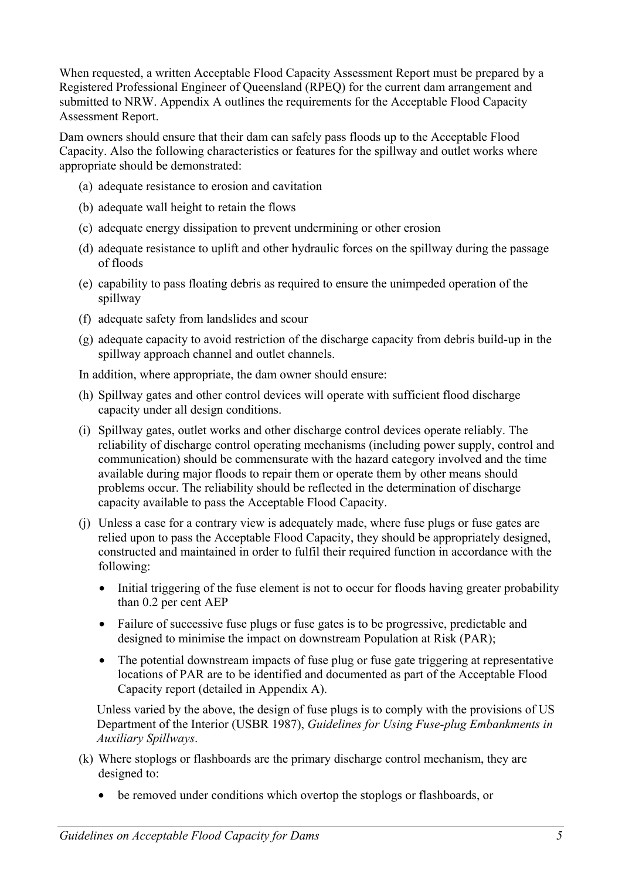When requested, a written Acceptable Flood Capacity Assessment Report must be prepared by a Registered Professional Engineer of Queensland (RPEQ) for the current dam arrangement and submitted to NRW. Appendix A outlines the requirements for the Acceptable Flood Capacity Assessment Report.

Dam owners should ensure that their dam can safely pass floods up to the Acceptable Flood Capacity. Also the following characteristics or features for the spillway and outlet works where appropriate should be demonstrated:

(a) adequate resistance to erosion and cavitation

(b) adequate wall height to retain the flows

(c) adequate energy dissipation to prevent undermining or other erosion

(d) adequate resistance to uplift and other hydraulic forces on the spillway during the passage of floods

(e) capability to pass floating debris as required to ensure the unimpeded operation of the spillway

(f) adequate safety from landslides and scour

(g) adequate capacity to avoid restriction of the discharge capacity from debris build-up in the spillway approach channel and outlet channels.

In addition, where appropriate, the dam owner should ensure:

(h) Spillway gates and other control devices will operate with sufficient flood discharge capacity under all design conditions.

(i) Spillway gates, outlet works and other discharge control devices operate reliably. The reliability of discharge control operating mechanisms (including power supply, control and communication) should be commensurate with the hazard category involved and the time available during major floods to repair them or operate them by other means should problems occur. The reliability should be reflected in the determination of discharge capacity available to pass the Acceptable Flood Capacity.

(j) Unless a case for a contrary view is adequately made, where fuse plugs or fuse gates are relied upon to pass the Acceptable Flood Capacity, they should be appropriately designed, constructed and maintained in order to fulfil their required function in accordance with the following:

- Initial triggering of the fuse element is not to occur for floods having greater probability than 0.2 per cent AEP
- Failure of successive fuse plugs or fuse gates is to be progressive, predictable and designed to minimise the impact on downstream Population at Risk (PAR);
- The potential downstream impacts of fuse plug or fuse gate triggering at representative locations of PAR are to be identified and documented as part of the Acceptable Flood Capacity report (detailed in Appendix A).

Unless varied by the above, the design of fuse plugs is to comply with the provisions of US Department of the Interior (USBR 1987), *Guidelines for Using Fuse-plug Embankments in Auxiliary Spillways*.

(k) Where stoplogs or flashboards are the primary discharge control mechanism, they are designed to:

- be removed under conditions which overtop the stoplogs or flashboards, or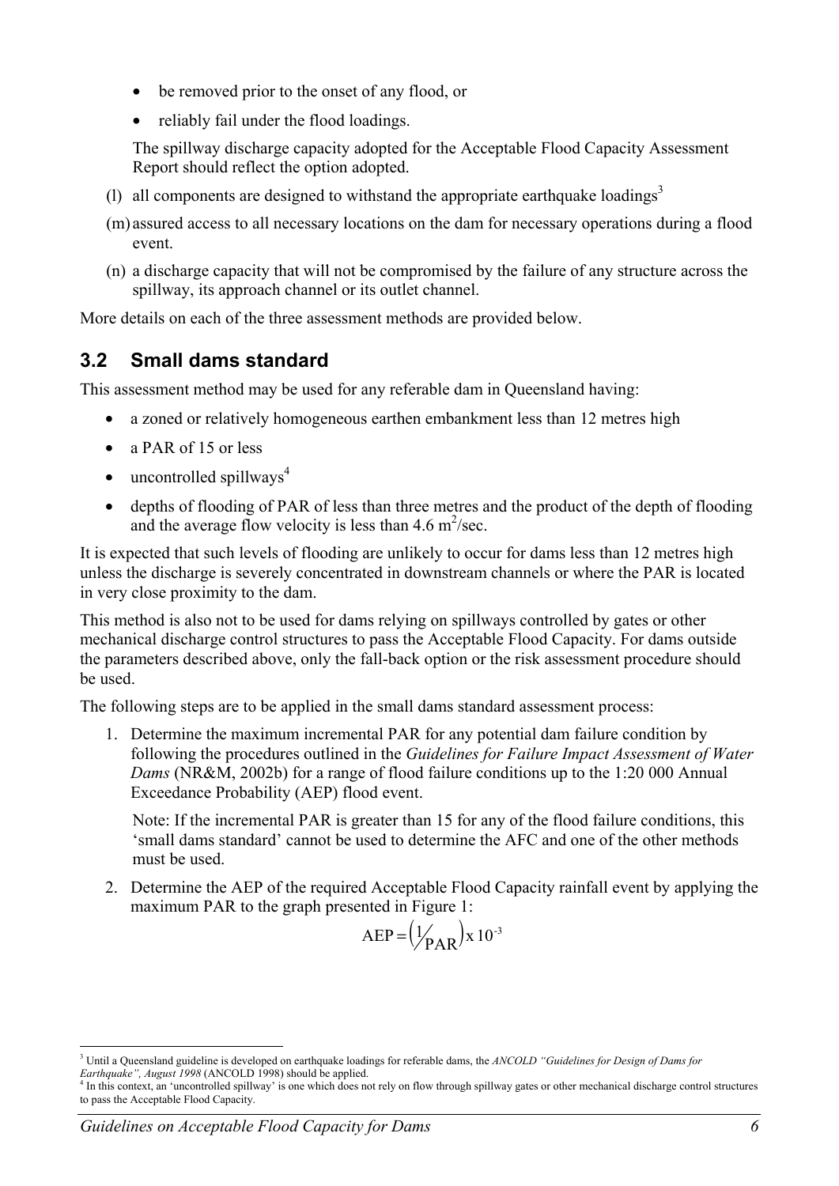- be removed prior to the onset of any flood, or
- reliably fail under the flood loadings.

The spillway discharge capacity adopted for the Acceptable Flood Capacity Assessment Report should reflect the option adopted.

(l) all components are designed to withstand the appropriate earthquake loadings[3]

(m) assured access to all necessary locations on the dam for necessary operations during a flood event.

(n) a discharge capacity that will not be compromised by the failure of any structure across the spillway, its approach channel or its outlet channel.

More details on each of the three assessment methods are provided below.

## 3.2 Small dams standard

This assessment method may be used for any referable dam in Queensland having:

- a zoned or relatively homogeneous earthen embankment less than 12 metres high
- a PAR of 15 or less
- uncontrolled spillways[4]
- depths of flooding of PAR of less than three metres and the product of the depth of flooding and the average flow velocity is less than 4.6 $m^2$/sec.

It is expected that such levels of flooding are unlikely to occur for dams less than 12 metres high unless the discharge is severely concentrated in downstream channels or where the PAR is located in very close proximity to the dam.

This method is also not to be used for dams relying on spillways controlled by gates or other mechanical discharge control structures to pass the Acceptable Flood Capacity. For dams outside the parameters described above, only the fall-back option or the risk assessment procedure should be used.

The following steps are to be applied in the small dams standard assessment process:

1. Determine the maximum incremental PAR for any potential dam failure condition by following the procedures outlined in the *Guidelines for Failure Impact Assessment of Water Dams* (NR&M, 2002b) for a range of flood failure conditions up to the 1:20 000 Annual Exceedance Probability (AEP) flood event.

   Note: If the incremental PAR is greater than 15 for any of the flood failure conditions, this 'small dams standard' cannot be used to determine the AFC and one of the other methods must be used.

2. Determine the AEP of the required Acceptable Flood Capacity rainfall event by applying the maximum PAR to the graph presented in Figure 1:

$$\text{AEP} = \left(\frac{1}{\text{PAR}}\right) \text{x}\, 10^{-3}$$

---

[3] Until a Queensland guideline is developed on earthquake loadings for referable dams, the *ANCOLD "Guidelines for Design of Dams for Earthquake", August 1998* (ANCOLD 1998) should be applied.

[4] In this context, an 'uncontrolled spillway' is one which does not rely on flow through spillway gates or other mechanical discharge control structures to pass the Acceptable Flood Capacity.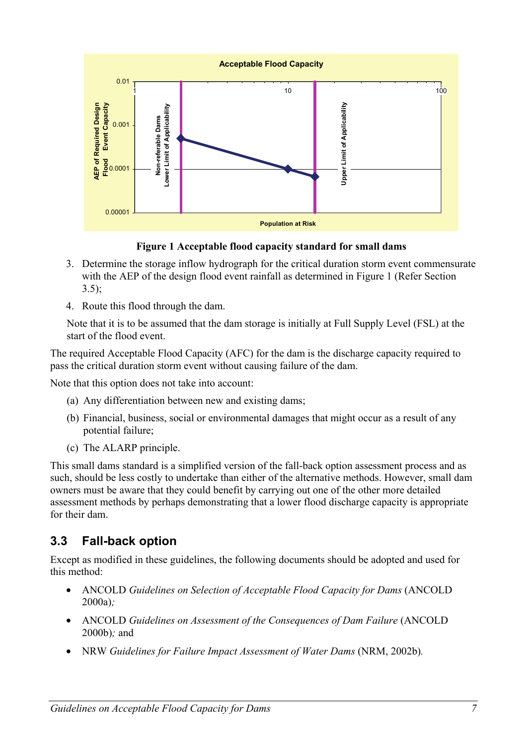**Figure 1 Acceptable flood capacity standard for small dams**

3. Determine the storage inflow hydrograph for the critical duration storm event commensurate with the AEP of the design flood event rainfall as determined in Figure 1 (Refer Section 3.5);
4. Route this flood through the dam.

   Note that it is to be assumed that the dam storage is initially at Full Supply Level (FSL) at the start of the flood event.

The required Acceptable Flood Capacity (AFC) for the dam is the discharge capacity required to pass the critical duration storm event without causing failure of the dam.

Note that this option does not take into account:

(a) Any differentiation between new and existing dams;

(b) Financial, business, social or environmental damages that might occur as a result of any potential failure;

(c) The ALARP principle.

This small dams standard is a simplified version of the fall-back option assessment process and as such, should be less costly to undertake than either of the alternative methods. However, small dam owners must be aware that they could benefit by carrying out one of the other more detailed assessment methods by perhaps demonstrating that a lower flood discharge capacity is appropriate for their dam.

## 3.3 Fall-back option

Except as modified in these guidelines, the following documents should be adopted and used for this method:

- ANCOLD *Guidelines on Selection of Acceptable Flood Capacity for Dams* (ANCOLD 2000a)*;*
- ANCOLD *Guidelines on Assessment of the Consequences of Dam Failure* (ANCOLD 2000b)*;* and
- NRW *Guidelines for Failure Impact Assessment of Water Dams* (NRM, 2002b)*.*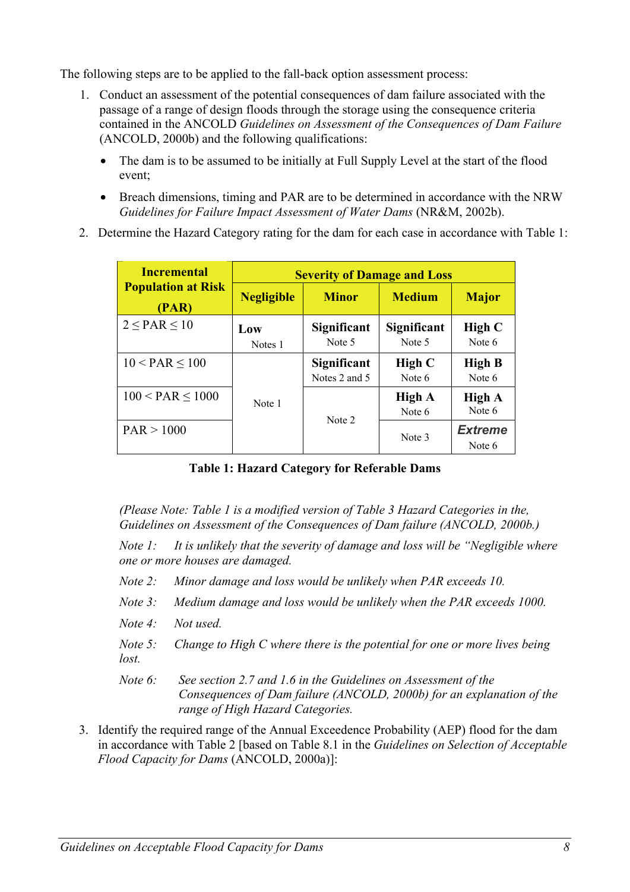The following steps are to be applied to the fall-back option assessment process:

1. Conduct an assessment of the potential consequences of dam failure associated with the passage of a range of design floods through the storage using the consequence criteria contained in the ANCOLD *Guidelines on Assessment of the Consequences of Dam Failure* (ANCOLD, 2000b) and the following qualifications:

   - The dam is to be assumed to be initially at Full Supply Level at the start of the flood event;
   - Breach dimensions, timing and PAR are to be determined in accordance with the NRW *Guidelines for Failure Impact Assessment of Water Dams* (NR&M, 2002b).

2. Determine the Hazard Category rating for the dam for each case in accordance with Table 1:

| Incremental Population at Risk (PAR) | Severity of Damage and Loss | | | |
|---|---|---|---|---|
| | **Negligible** | **Minor** | **Medium** | **Major** |
| $2 \leq PAR \leq 10$ | **Low** Notes 1 | **Significant** Note 5 | **Significant** Note 5 | **High C** Note 6 |
| $10 < PAR \leq 100$ | Note 1 | **Significant** Notes 2 and 5 | **High C** Note 6 | **High B** Note 6 |
| $100 < PAR \leq 1000$ | Note 1 | Note 2 | **High A** Note 6 | **High A** Note 6 |
| $PAR > 1000$ | Note 1 | Note 2 | Note 3 | ***Extreme*** Note 6 |

**Table 1: Hazard Category for Referable Dams**

*(Please Note: Table 1 is a modified version of Table 3 Hazard Categories in the, Guidelines on Assessment of the Consequences of Dam failure (ANCOLD, 2000b.)*

*Note 1: It is unlikely that the severity of damage and loss will be "Negligible where one or more houses are damaged.*

*Note 2: Minor damage and loss would be unlikely when PAR exceeds 10.*

*Note 3: Medium damage and loss would be unlikely when the PAR exceeds 1000.*

*Note 4: Not used.*

*Note 5: Change to High C where there is the potential for one or more lives being lost.*

*Note 6: See section 2.7 and 1.6 in the Guidelines on Assessment of the Consequences of Dam failure (ANCOLD, 2000b) for an explanation of the range of High Hazard Categories.*

3. Identify the required range of the Annual Exceedence Probability (AEP) flood for the dam in accordance with Table 2 [based on Table 8.1 in the *Guidelines on Selection of Acceptable Flood Capacity for Dams* (ANCOLD, 2000a)]: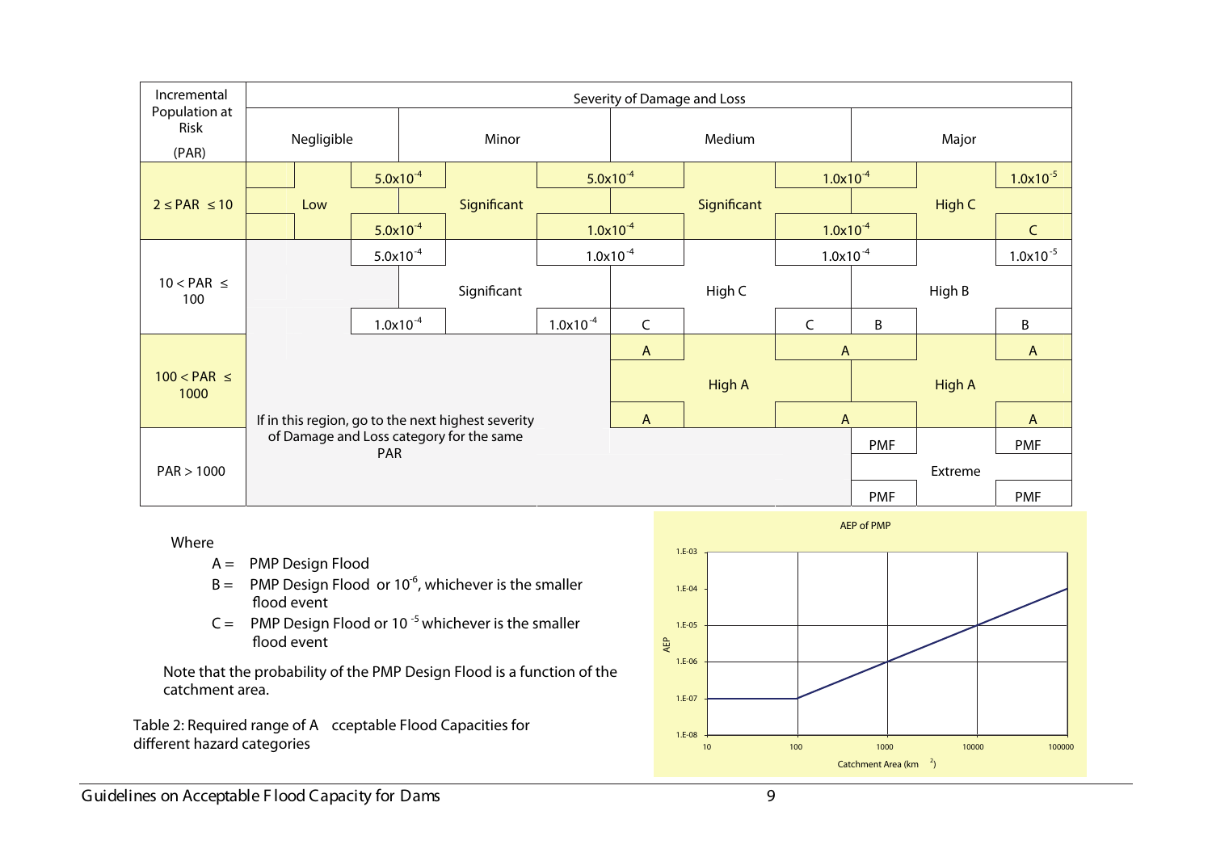| Incremental Population at Risk (PAR) | Severity of Damage and Loss | | | |
|---|---|---|---|---|
| | Negligible | Minor | Medium | Major |
| $2 \leq PAR \leq 10$ | Low ($5.0 \times 10^{-4}$ / $5.0 \times 10^{-4}$) | Significant ($5.0 \times 10^{-4}$ – $5.0 \times 10^{-4}$ / $5.0 \times 10^{-4}$ – $1.0 \times 10^{-4}$) | Significant ($5.0 \times 10^{-4}$ – $1.0 \times 10^{-4}$ / $1.0 \times 10^{-4}$ – $1.0 \times 10^{-4}$) | High C ($1.0 \times 10^{-4}$ – $1.0 \times 10^{-5}$ / $1.0 \times 10^{-4}$ – C) |
| $10 < PAR \leq 100$ | | Significant ($5.0 \times 10^{-4}$ – $1.0 \times 10^{-4}$ / $1.0 \times 10^{-4}$ – $1.0 \times 10^{-4}$) | High C ($1.0 \times 10^{-4}$ – $1.0 \times 10^{-4}$ / C – C) | High B ($1.0 \times 10^{-4}$ – $1.0 \times 10^{-5}$ / B – B) |
| $100 < PAR \leq 1000$ | If in this region, go to the next highest severity of Damage and Loss category for the same PAR | | High A (A – A / A – A) | High A (A – A / A – A) |
| $PAR > 1000$ | | | | Extreme (PMF – PMF / PMF – PMF) |

Where

- A = PMP Design Flood
- B = PMP Design Flood or $10^{-6}$, whichever is the smaller flood event
- C = PMP Design Flood or $10^{-5}$ whichever is the smaller flood event

Note that the probability of the PMP Design Flood is a function of the catchment area.

Table 2: Required range of Acceptable Flood Capacities for different hazard categories

AEP of PMP

| Catchment Area ($km^2$) | AEP |
|---|---|
| 10 | 1.E-07 |
| 100 | 1.E-07 |
| 1000 | 1.E-06 |
| 10000 | 1.E-05 |
| 100000 | 1.E-04 |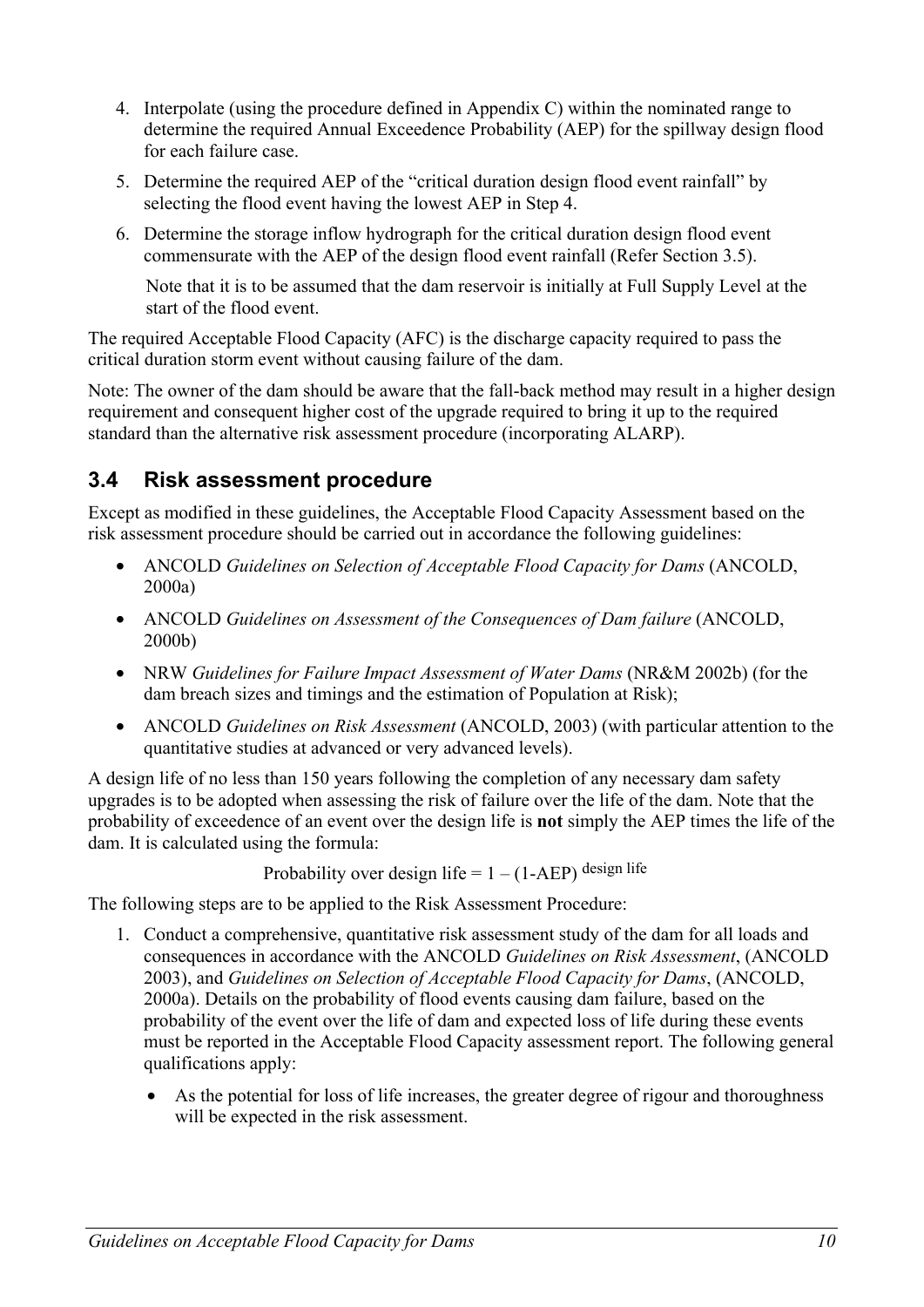4. Interpolate (using the procedure defined in Appendix C) within the nominated range to determine the required Annual Exceedence Probability (AEP) for the spillway design flood for each failure case.
5. Determine the required AEP of the "critical duration design flood event rainfall" by selecting the flood event having the lowest AEP in Step 4.
6. Determine the storage inflow hydrograph for the critical duration design flood event commensurate with the AEP of the design flood event rainfall (Refer Section 3.5).

   Note that it is to be assumed that the dam reservoir is initially at Full Supply Level at the start of the flood event.

The required Acceptable Flood Capacity (AFC) is the discharge capacity required to pass the critical duration storm event without causing failure of the dam.

Note: The owner of the dam should be aware that the fall-back method may result in a higher design requirement and consequent higher cost of the upgrade required to bring it up to the required standard than the alternative risk assessment procedure (incorporating ALARP).

## 3.4 Risk assessment procedure

Except as modified in these guidelines, the Acceptable Flood Capacity Assessment based on the risk assessment procedure should be carried out in accordance the following guidelines:

- ANCOLD *Guidelines on Selection of Acceptable Flood Capacity for Dams* (ANCOLD, 2000a)
- ANCOLD *Guidelines on Assessment of the Consequences of Dam failure* (ANCOLD, 2000b)
- NRW *Guidelines for Failure Impact Assessment of Water Dams* (NR&M 2002b) (for the dam breach sizes and timings and the estimation of Population at Risk);
- ANCOLD *Guidelines on Risk Assessment* (ANCOLD, 2003) (with particular attention to the quantitative studies at advanced or very advanced levels).

A design life of no less than 150 years following the completion of any necessary dam safety upgrades is to be adopted when assessing the risk of failure over the life of the dam. Note that the probability of exceedence of an event over the design life is **not** simply the AEP times the life of the dam. It is calculated using the formula:

$$\text{Probability over design life} = 1 - (1\text{-AEP})^{\text{design life}}$$

The following steps are to be applied to the Risk Assessment Procedure:

1. Conduct a comprehensive, quantitative risk assessment study of the dam for all loads and consequences in accordance with the ANCOLD *Guidelines on Risk Assessment*, (ANCOLD 2003), and *Guidelines on Selection of Acceptable Flood Capacity for Dams*, (ANCOLD, 2000a). Details on the probability of flood events causing dam failure, based on the probability of the event over the life of dam and expected loss of life during these events must be reported in the Acceptable Flood Capacity assessment report. The following general qualifications apply:
   - As the potential for loss of life increases, the greater degree of rigour and thoroughness will be expected in the risk assessment.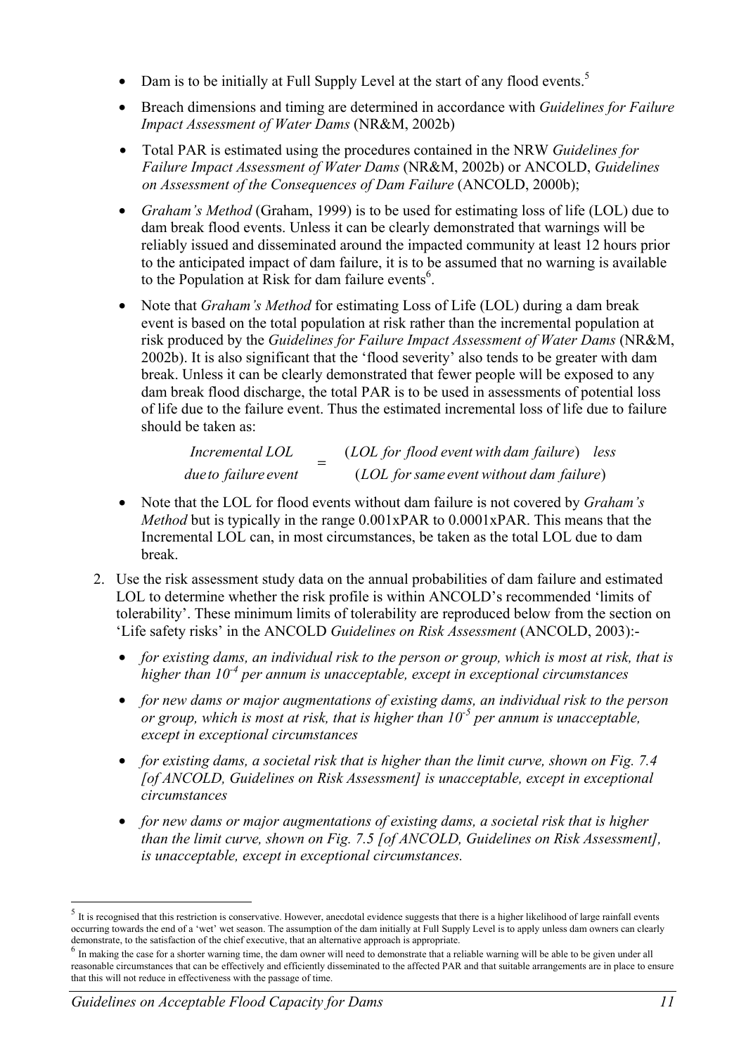- Dam is to be initially at Full Supply Level at the start of any flood events.[5]
- Breach dimensions and timing are determined in accordance with *Guidelines for Failure Impact Assessment of Water Dams* (NR&M, 2002b)
- Total PAR is estimated using the procedures contained in the NRW *Guidelines for Failure Impact Assessment of Water Dams* (NR&M, 2002b) or ANCOLD, *Guidelines on Assessment of the Consequences of Dam Failure* (ANCOLD, 2000b);
- *Graham's Method* (Graham, 1999) is to be used for estimating loss of life (LOL) due to dam break flood events. Unless it can be clearly demonstrated that warnings will be reliably issued and disseminated around the impacted community at least 12 hours prior to the anticipated impact of dam failure, it is to be assumed that no warning is available to the Population at Risk for dam failure events[6].
- Note that *Graham's Method* for estimating Loss of Life (LOL) during a dam break event is based on the total population at risk rather than the incremental population at risk produced by the *Guidelines for Failure Impact Assessment of Water Dams* (NR&M, 2002b). It is also significant that the 'flood severity' also tends to be greater with dam break. Unless it can be clearly demonstrated that fewer people will be exposed to any dam break flood discharge, the total PAR is to be used in assessments of potential loss of life due to the failure event. Thus the estimated incremental loss of life due to failure should be taken as:

$$\begin{matrix} \textit{Incremental LOL} \\ \textit{due to failure event} \end{matrix} = \begin{matrix} (\textit{LOL for flood event with dam failure}) \quad \textit{less} \\ (\textit{LOL for same event without dam failure}) \end{matrix}$$

- Note that the LOL for flood events without dam failure is not covered by *Graham's Method* but is typically in the range 0.001xPAR to 0.0001xPAR. This means that the Incremental LOL can, in most circumstances, be taken as the total LOL due to dam break.

2. Use the risk assessment study data on the annual probabilities of dam failure and estimated LOL to determine whether the risk profile is within ANCOLD's recommended 'limits of tolerability'. These minimum limits of tolerability are reproduced below from the section on 'Life safety risks' in the ANCOLD *Guidelines on Risk Assessment* (ANCOLD, 2003):-
   - *for existing dams, an individual risk to the person or group, which is most at risk, that is higher than $10^{-4}$ per annum is unacceptable, except in exceptional circumstances*
   - *for new dams or major augmentations of existing dams, an individual risk to the person or group, which is most at risk, that is higher than $10^{-5}$ per annum is unacceptable, except in exceptional circumstances*
   - *for existing dams, a societal risk that is higher than the limit curve, shown on Fig. 7.4 [of ANCOLD, Guidelines on Risk Assessment] is unacceptable, except in exceptional circumstances*
   - *for new dams or major augmentations of existing dams, a societal risk that is higher than the limit curve, shown on Fig. 7.5 [of ANCOLD, Guidelines on Risk Assessment], is unacceptable, except in exceptional circumstances.*

---

[5] It is recognised that this restriction is conservative. However, anecdotal evidence suggests that there is a higher likelihood of large rainfall events occurring towards the end of a 'wet' wet season. The assumption of the dam initially at Full Supply Level is to apply unless dam owners can clearly demonstrate, to the satisfaction of the chief executive, that an alternative approach is appropriate.

[6] In making the case for a shorter warning time, the dam owner will need to demonstrate that a reliable warning will be able to be given under all reasonable circumstances that can be effectively and efficiently disseminated to the affected PAR and that suitable arrangements are in place to ensure that this will not reduce in effectiveness with the passage of time.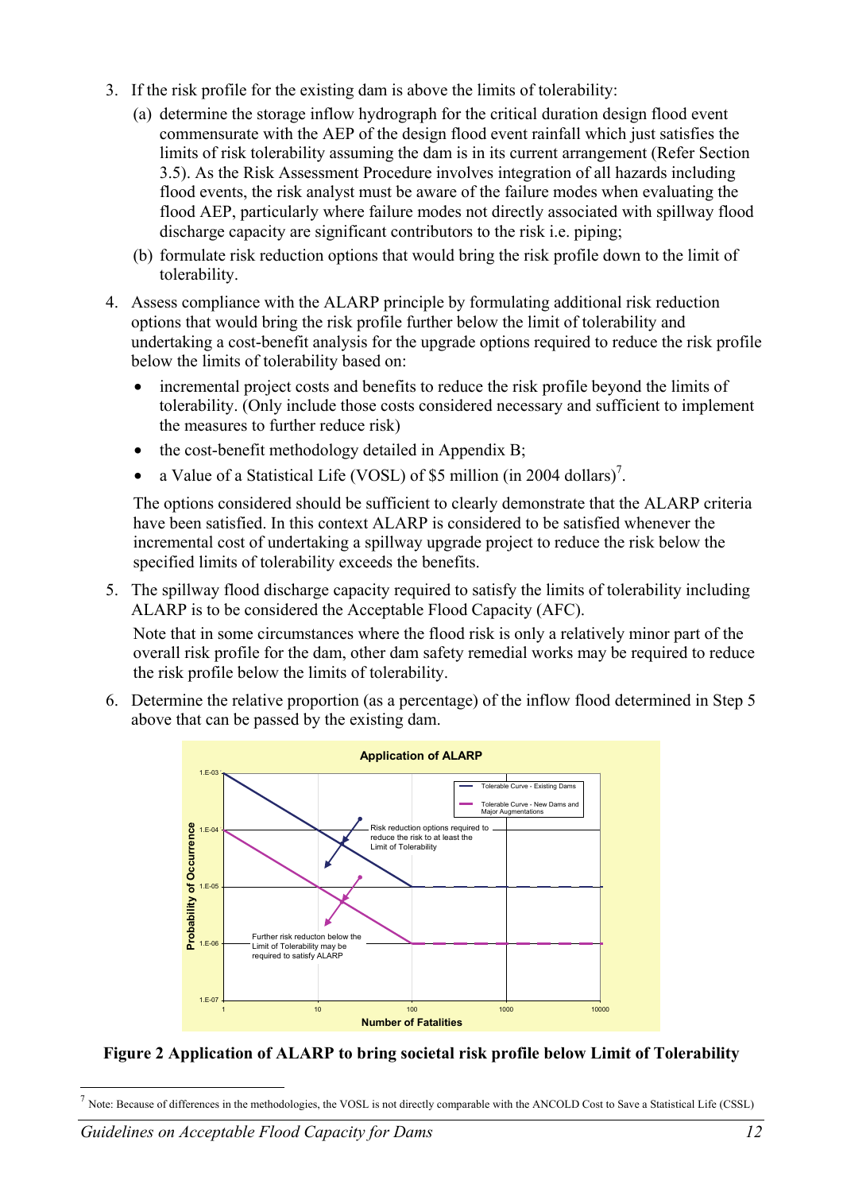3. If the risk profile for the existing dam is above the limits of tolerability:
   (a) determine the storage inflow hydrograph for the critical duration design flood event commensurate with the AEP of the design flood event rainfall which just satisfies the limits of risk tolerability assuming the dam is in its current arrangement (Refer Section 3.5). As the Risk Assessment Procedure involves integration of all hazards including flood events, the risk analyst must be aware of the failure modes when evaluating the flood AEP, particularly where failure modes not directly associated with spillway flood discharge capacity are significant contributors to the risk i.e. piping;
   (b) formulate risk reduction options that would bring the risk profile down to the limit of tolerability.

4. Assess compliance with the ALARP principle by formulating additional risk reduction options that would bring the risk profile further below the limit of tolerability and undertaking a cost-benefit analysis for the upgrade options required to reduce the risk profile below the limits of tolerability based on:
   - incremental project costs and benefits to reduce the risk profile beyond the limits of tolerability. (Only include those costs considered necessary and sufficient to implement the measures to further reduce risk)
   - the cost-benefit methodology detailed in Appendix B;
   - a Value of a Statistical Life (VOSL) of $5 million (in 2004 dollars)[7].

   The options considered should be sufficient to clearly demonstrate that the ALARP criteria have been satisfied. In this context ALARP is considered to be satisfied whenever the incremental cost of undertaking a spillway upgrade project to reduce the risk below the specified limits of tolerability exceeds the benefits.

5. The spillway flood discharge capacity required to satisfy the limits of tolerability including ALARP is to be considered the Acceptable Flood Capacity (AFC).

   Note that in some circumstances where the flood risk is only a relatively minor part of the overall risk profile for the dam, other dam safety remedial works may be required to reduce the risk profile below the limits of tolerability.

6. Determine the relative proportion (as a percentage) of the inflow flood determined in Step 5 above that can be passed by the existing dam.

**Figure 2 Application of ALARP to bring societal risk profile below Limit of Tolerability**

[7] Note: Because of differences in the methodologies, the VOSL is not directly comparable with the ANCOLD Cost to Save a Statistical Life (CSSL)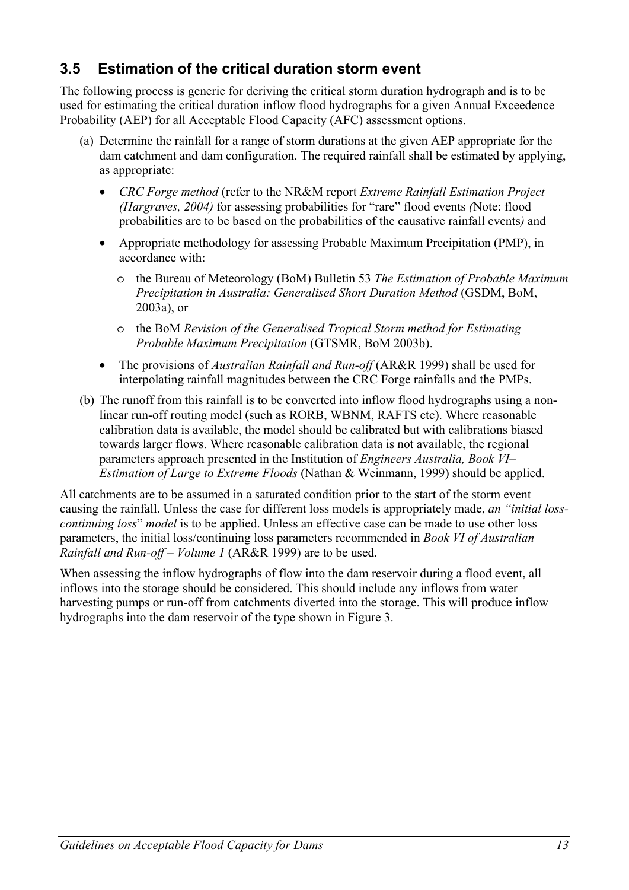## 3.5 Estimation of the critical duration storm event

The following process is generic for deriving the critical storm duration hydrograph and is to be used for estimating the critical duration inflow flood hydrographs for a given Annual Exceedence Probability (AEP) for all Acceptable Flood Capacity (AFC) assessment options.

(a) Determine the rainfall for a range of storm durations at the given AEP appropriate for the dam catchment and dam configuration. The required rainfall shall be estimated by applying, as appropriate:

- *CRC Forge method* (refer to the NR&M report *Extreme Rainfall Estimation Project (Hargraves, 2004)* for assessing probabilities for "rare" flood events *(*Note: flood probabilities are to be based on the probabilities of the causative rainfall events*)* and
- Appropriate methodology for assessing Probable Maximum Precipitation (PMP), in accordance with:
    - the Bureau of Meteorology (BoM) Bulletin 53 *The Estimation of Probable Maximum Precipitation in Australia: Generalised Short Duration Method* (GSDM, BoM, 2003a), or
    - the BoM *Revision of the Generalised Tropical Storm method for Estimating Probable Maximum Precipitation* (GTSMR, BoM 2003b).
- The provisions of *Australian Rainfall and Run-off* (AR&R 1999) shall be used for interpolating rainfall magnitudes between the CRC Forge rainfalls and the PMPs.

(b) The runoff from this rainfall is to be converted into inflow flood hydrographs using a non-linear run-off routing model (such as RORB, WBNM, RAFTS etc). Where reasonable calibration data is available, the model should be calibrated but with calibrations biased towards larger flows. Where reasonable calibration data is not available, the regional parameters approach presented in the Institution of *Engineers Australia, Book VI– Estimation of Large to Extreme Floods* (Nathan & Weinmann, 1999) should be applied.

All catchments are to be assumed in a saturated condition prior to the start of the storm event causing the rainfall. Unless the case for different loss models is appropriately made, *an "initial loss-continuing loss" model* is to be applied. Unless an effective case can be made to use other loss parameters, the initial loss/continuing loss parameters recommended in *Book VI of Australian Rainfall and Run-off – Volume 1* (AR&R 1999) are to be used.

When assessing the inflow hydrographs of flow into the dam reservoir during a flood event, all inflows into the storage should be considered. This should include any inflows from water harvesting pumps or run-off from catchments diverted into the storage. This will produce inflow hydrographs into the dam reservoir of the type shown in Figure 3.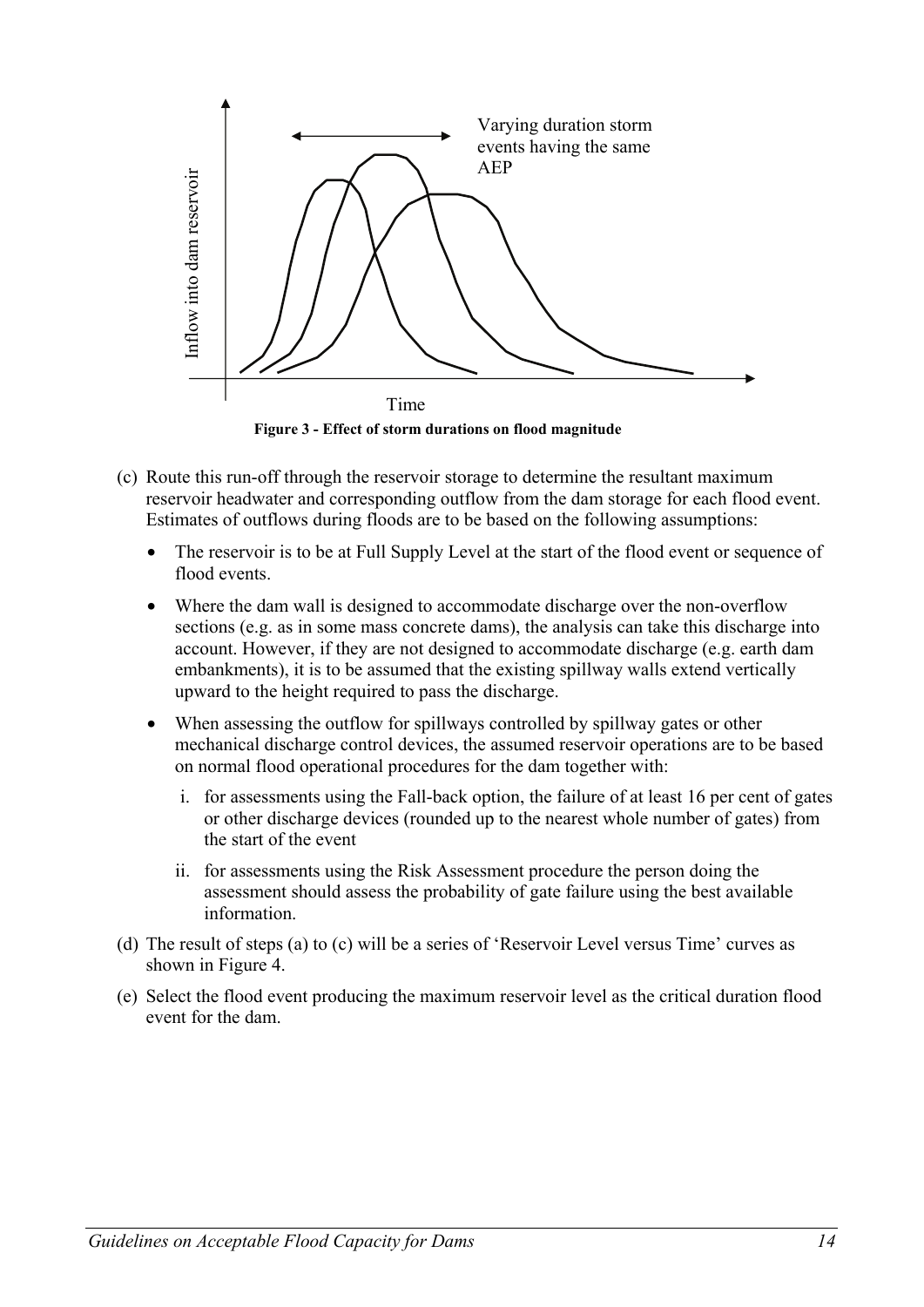Figure 3 - Effect of storm durations on flood magnitude

(c) Route this run-off through the reservoir storage to determine the resultant maximum reservoir headwater and corresponding outflow from the dam storage for each flood event. Estimates of outflows during floods are to be based on the following assumptions:

- The reservoir is to be at Full Supply Level at the start of the flood event or sequence of flood events.
- Where the dam wall is designed to accommodate discharge over the non-overflow sections (e.g. as in some mass concrete dams), the analysis can take this discharge into account. However, if they are not designed to accommodate discharge (e.g. earth dam embankments), it is to be assumed that the existing spillway walls extend vertically upward to the height required to pass the discharge.
- When assessing the outflow for spillways controlled by spillway gates or other mechanical discharge control devices, the assumed reservoir operations are to be based on normal flood operational procedures for the dam together with:
  i. for assessments using the Fall-back option, the failure of at least 16 per cent of gates or other discharge devices (rounded up to the nearest whole number of gates) from the start of the event
  ii. for assessments using the Risk Assessment procedure the person doing the assessment should assess the probability of gate failure using the best available information.

(d) The result of steps (a) to (c) will be a series of 'Reservoir Level versus Time' curves as shown in Figure 4.

(e) Select the flood event producing the maximum reservoir level as the critical duration flood event for the dam.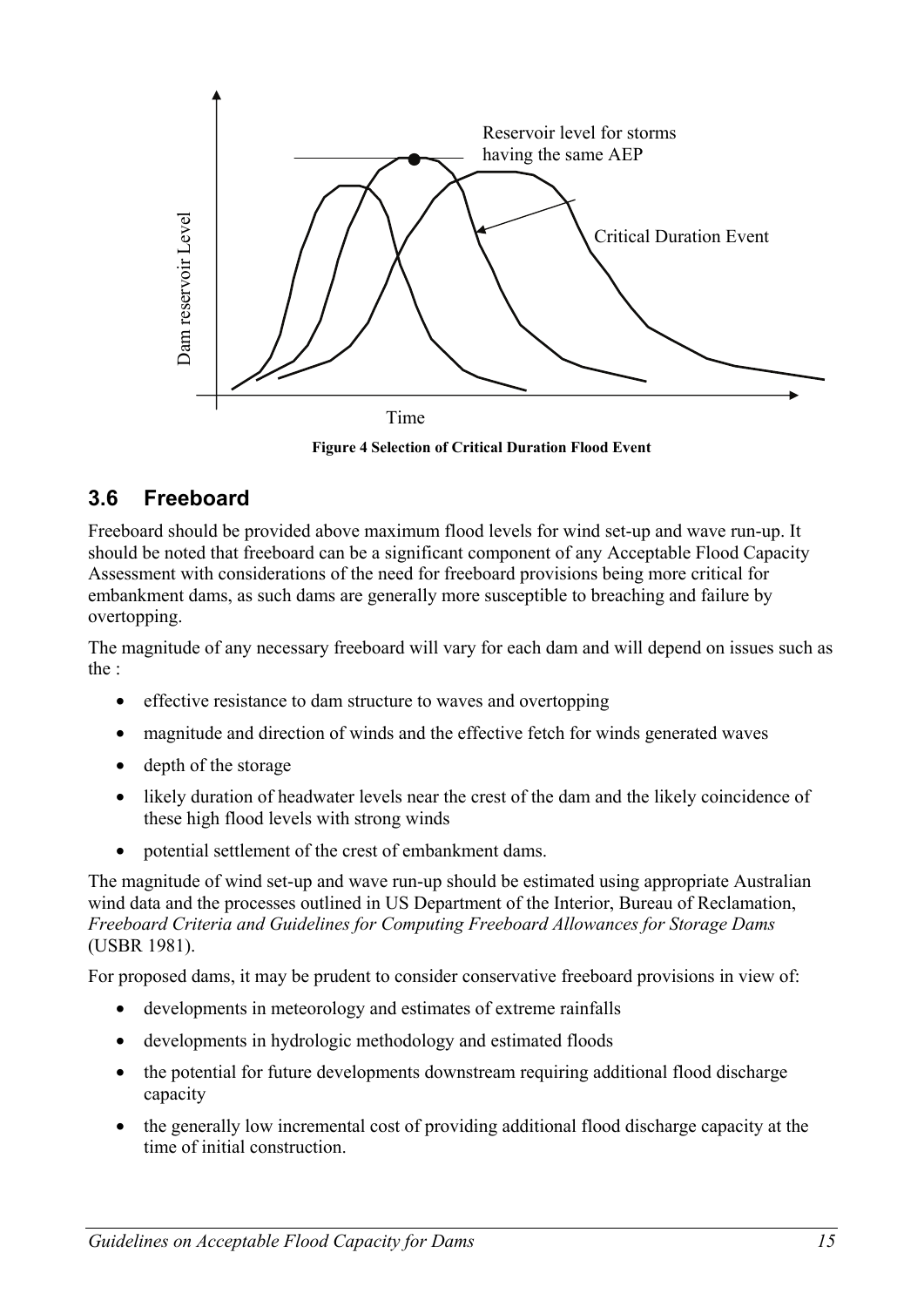Reservoir level for storms having the same AEP

Critical Duration Event

Dam reservoir Level

Time

**Figure 4 Selection of Critical Duration Flood Event**

## 3.6 Freeboard

Freeboard should be provided above maximum flood levels for wind set-up and wave run-up. It should be noted that freeboard can be a significant component of any Acceptable Flood Capacity Assessment with considerations of the need for freeboard provisions being more critical for embankment dams, as such dams are generally more susceptible to breaching and failure by overtopping.

The magnitude of any necessary freeboard will vary for each dam and will depend on issues such as the :

- effective resistance to dam structure to waves and overtopping
- magnitude and direction of winds and the effective fetch for winds generated waves
- depth of the storage
- likely duration of headwater levels near the crest of the dam and the likely coincidence of these high flood levels with strong winds
- potential settlement of the crest of embankment dams.

The magnitude of wind set-up and wave run-up should be estimated using appropriate Australian wind data and the processes outlined in US Department of the Interior, Bureau of Reclamation, *Freeboard Criteria and Guidelines for Computing Freeboard Allowances for Storage Dams* (USBR 1981).

For proposed dams, it may be prudent to consider conservative freeboard provisions in view of:

- developments in meteorology and estimates of extreme rainfalls
- developments in hydrologic methodology and estimated floods
- the potential for future developments downstream requiring additional flood discharge capacity
- the generally low incremental cost of providing additional flood discharge capacity at the time of initial construction.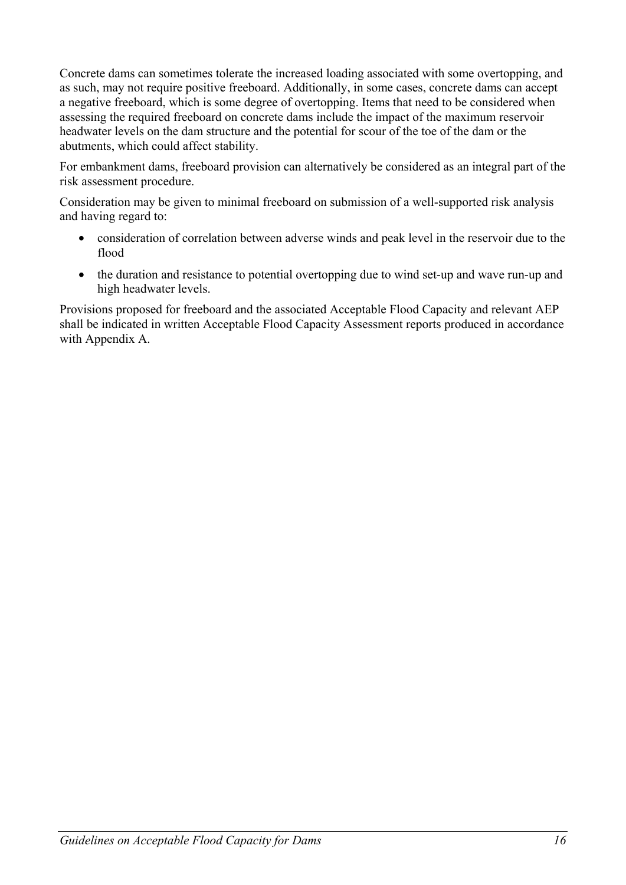Concrete dams can sometimes tolerate the increased loading associated with some overtopping, and as such, may not require positive freeboard. Additionally, in some cases, concrete dams can accept a negative freeboard, which is some degree of overtopping. Items that need to be considered when assessing the required freeboard on concrete dams include the impact of the maximum reservoir headwater levels on the dam structure and the potential for scour of the toe of the dam or the abutments, which could affect stability.

For embankment dams, freeboard provision can alternatively be considered as an integral part of the risk assessment procedure.

Consideration may be given to minimal freeboard on submission of a well-supported risk analysis and having regard to:

- consideration of correlation between adverse winds and peak level in the reservoir due to the flood
- the duration and resistance to potential overtopping due to wind set-up and wave run-up and high headwater levels.

Provisions proposed for freeboard and the associated Acceptable Flood Capacity and relevant AEP shall be indicated in written Acceptable Flood Capacity Assessment reports produced in accordance with Appendix A.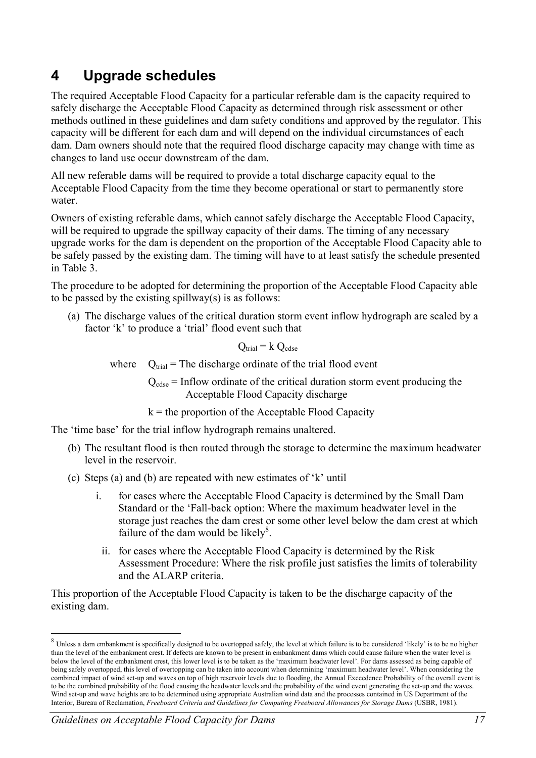# 4 Upgrade schedules

The required Acceptable Flood Capacity for a particular referable dam is the capacity required to safely discharge the Acceptable Flood Capacity as determined through risk assessment or other methods outlined in these guidelines and dam safety conditions and approved by the regulator. This capacity will be different for each dam and will depend on the individual circumstances of each dam. Dam owners should note that the required flood discharge capacity may change with time as changes to land use occur downstream of the dam.

All new referable dams will be required to provide a total discharge capacity equal to the Acceptable Flood Capacity from the time they become operational or start to permanently store water.

Owners of existing referable dams, which cannot safely discharge the Acceptable Flood Capacity, will be required to upgrade the spillway capacity of their dams. The timing of any necessary upgrade works for the dam is dependent on the proportion of the Acceptable Flood Capacity able to be safely passed by the existing dam. The timing will have to at least satisfy the schedule presented in Table 3.

The procedure to be adopted for determining the proportion of the Acceptable Flood Capacity able to be passed by the existing spillway(s) is as follows:

(a) The discharge values of the critical duration storm event inflow hydrograph are scaled by a factor 'k' to produce a 'trial' flood event such that

$$Q_{trial} = k\, Q_{cdse}$$

where $Q_{trial}$ = The discharge ordinate of the trial flood event

$Q_{cdse}$ = Inflow ordinate of the critical duration storm event producing the Acceptable Flood Capacity discharge

$k$ = the proportion of the Acceptable Flood Capacity

The 'time base' for the trial inflow hydrograph remains unaltered.

(b) The resultant flood is then routed through the storage to determine the maximum headwater level in the reservoir.

(c) Steps (a) and (b) are repeated with new estimates of 'k' until

i. for cases where the Acceptable Flood Capacity is determined by the Small Dam Standard or the 'Fall-back option: Where the maximum headwater level in the storage just reaches the dam crest or some other level below the dam crest at which failure of the dam would be likely[8].

ii. for cases where the Acceptable Flood Capacity is determined by the Risk Assessment Procedure: Where the risk profile just satisfies the limits of tolerability and the ALARP criteria.

This proportion of the Acceptable Flood Capacity is taken to be the discharge capacity of the existing dam.

---

[8] Unless a dam embankment is specifically designed to be overtopped safely, the level at which failure is to be considered 'likely' is to be no higher than the level of the embankment crest. If defects are known to be present in embankment dams which could cause failure when the water level is below the level of the embankment crest, this lower level is to be taken as the 'maximum headwater level'. For dams assessed as being capable of being safely overtopped, this level of overtopping can be taken into account when determining 'maximum headwater level'. When considering the combined impact of wind set-up and waves on top of high reservoir levels due to flooding, the Annual Exceedence Probability of the overall event is to be the combined probability of the flood causing the headwater levels and the probability of the wind event generating the set-up and the waves. Wind set-up and wave heights are to be determined using appropriate Australian wind data and the processes contained in US Department of the Interior, Bureau of Reclamation, *Freeboard Criteria and Guidelines for Computing Freeboard Allowances for Storage Dams* (USBR, 1981).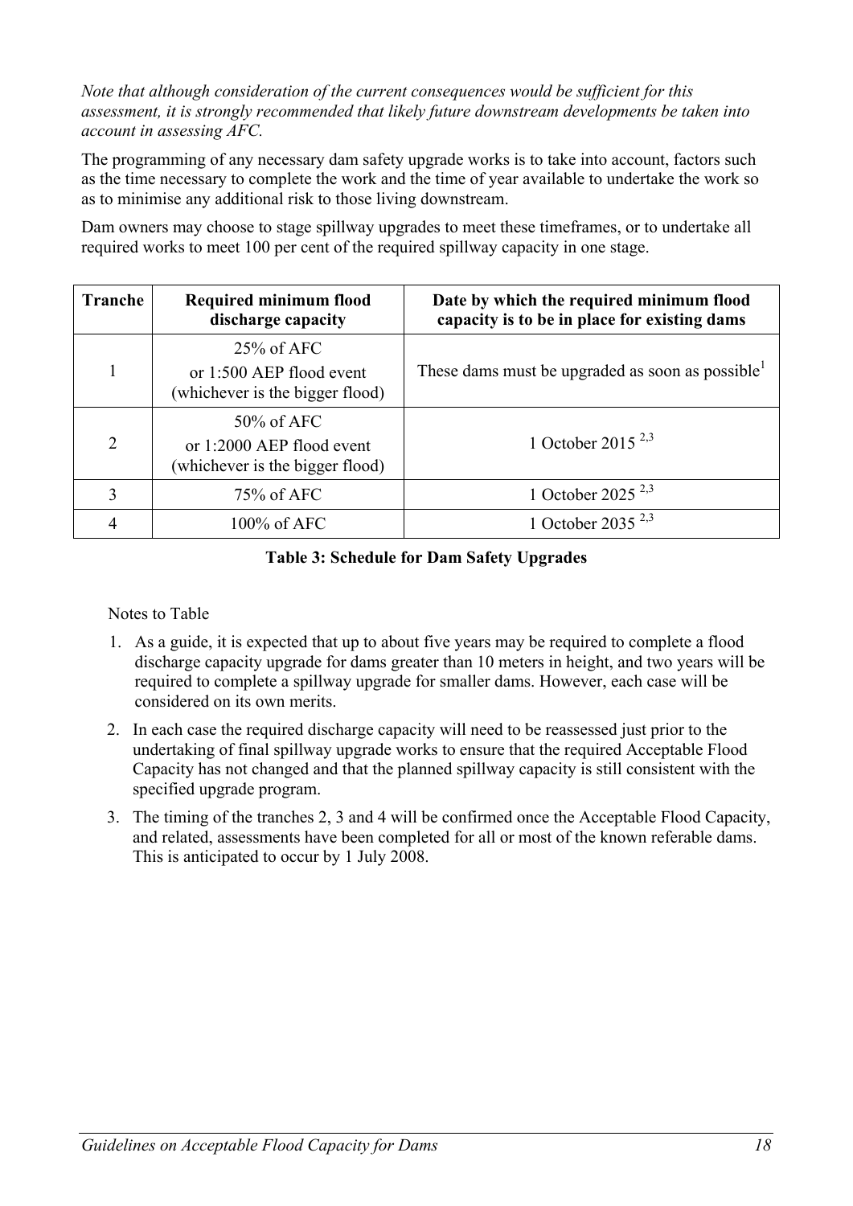*Note that although consideration of the current consequences would be sufficient for this assessment, it is strongly recommended that likely future downstream developments be taken into account in assessing AFC.*

The programming of any necessary dam safety upgrade works is to take into account, factors such as the time necessary to complete the work and the time of year available to undertake the work so as to minimise any additional risk to those living downstream.

Dam owners may choose to stage spillway upgrades to meet these timeframes, or to undertake all required works to meet 100 per cent of the required spillway capacity in one stage.

| Tranche | Required minimum flood discharge capacity | Date by which the required minimum flood capacity is to be in place for existing dams |
|---|---|---|
| 1 | 25% of AFC or 1:500 AEP flood event (whichever is the bigger flood) | These dams must be upgraded as soon as possible[1] |
| 2 | 50% of AFC or 1:2000 AEP flood event (whichever is the bigger flood) | 1 October 2015 [2,3] |
| 3 | 75% of AFC | 1 October 2025 [2,3] |
| 4 | 100% of AFC | 1 October 2035 [2,3] |

**Table 3: Schedule for Dam Safety Upgrades**

Notes to Table

1. As a guide, it is expected that up to about five years may be required to complete a flood discharge capacity upgrade for dams greater than 10 meters in height, and two years will be required to complete a spillway upgrade for smaller dams. However, each case will be considered on its own merits.
2. In each case the required discharge capacity will need to be reassessed just prior to the undertaking of final spillway upgrade works to ensure that the required Acceptable Flood Capacity has not changed and that the planned spillway capacity is still consistent with the specified upgrade program.
3. The timing of the tranches 2, 3 and 4 will be confirmed once the Acceptable Flood Capacity, and related, assessments have been completed for all or most of the known referable dams. This is anticipated to occur by 1 July 2008.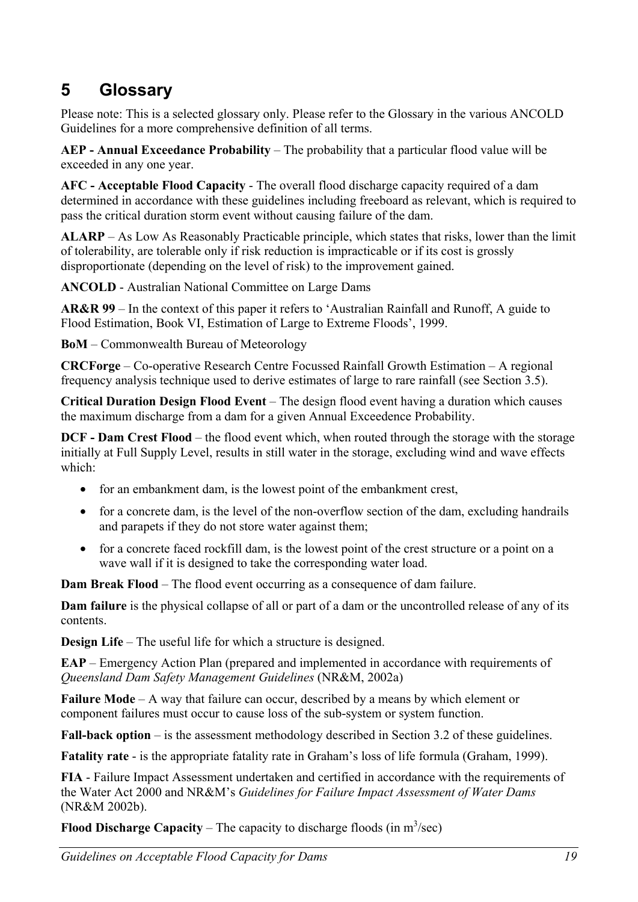# 5 Glossary

Please note: This is a selected glossary only. Please refer to the Glossary in the various ANCOLD Guidelines for a more comprehensive definition of all terms.

**AEP - Annual Exceedance Probability** – The probability that a particular flood value will be exceeded in any one year.

**AFC - Acceptable Flood Capacity** - The overall flood discharge capacity required of a dam determined in accordance with these guidelines including freeboard as relevant, which is required to pass the critical duration storm event without causing failure of the dam.

**ALARP** – As Low As Reasonably Practicable principle, which states that risks, lower than the limit of tolerability, are tolerable only if risk reduction is impracticable or if its cost is grossly disproportionate (depending on the level of risk) to the improvement gained.

**ANCOLD** - Australian National Committee on Large Dams

**AR&R 99** – In the context of this paper it refers to 'Australian Rainfall and Runoff, A guide to Flood Estimation, Book VI, Estimation of Large to Extreme Floods', 1999.

**BoM** – Commonwealth Bureau of Meteorology

**CRCForge** – Co-operative Research Centre Focussed Rainfall Growth Estimation – A regional frequency analysis technique used to derive estimates of large to rare rainfall (see Section 3.5).

**Critical Duration Design Flood Event** – The design flood event having a duration which causes the maximum discharge from a dam for a given Annual Exceedence Probability.

**DCF - Dam Crest Flood** – the flood event which, when routed through the storage with the storage initially at Full Supply Level, results in still water in the storage, excluding wind and wave effects which:

- for an embankment dam, is the lowest point of the embankment crest,
- for a concrete dam, is the level of the non-overflow section of the dam, excluding handrails and parapets if they do not store water against them;
- for a concrete faced rockfill dam, is the lowest point of the crest structure or a point on a wave wall if it is designed to take the corresponding water load.

**Dam Break Flood** – The flood event occurring as a consequence of dam failure.

**Dam failure** is the physical collapse of all or part of a dam or the uncontrolled release of any of its contents.

**Design Life** – The useful life for which a structure is designed.

**EAP** – Emergency Action Plan (prepared and implemented in accordance with requirements of *Queensland Dam Safety Management Guidelines* (NR&M, 2002a)

**Failure Mode** – A way that failure can occur, described by a means by which element or component failures must occur to cause loss of the sub-system or system function.

**Fall-back option** – is the assessment methodology described in Section 3.2 of these guidelines.

**Fatality rate** - is the appropriate fatality rate in Graham's loss of life formula (Graham, 1999).

**FIA** - Failure Impact Assessment undertaken and certified in accordance with the requirements of the Water Act 2000 and NR&M's *Guidelines for Failure Impact Assessment of Water Dams* (NR&M 2002b).

**Flood Discharge Capacity** – The capacity to discharge floods (in $m^3$/sec)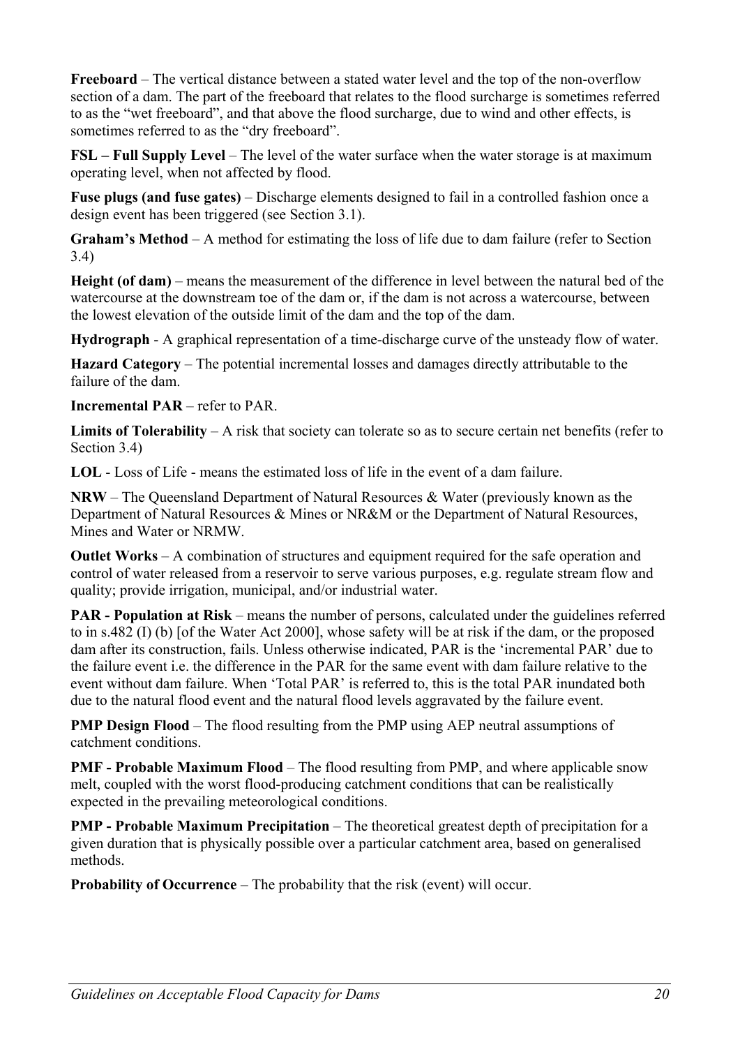**Freeboard** – The vertical distance between a stated water level and the top of the non-overflow section of a dam. The part of the freeboard that relates to the flood surcharge is sometimes referred to as the "wet freeboard", and that above the flood surcharge, due to wind and other effects, is sometimes referred to as the "dry freeboard".

**FSL – Full Supply Level** – The level of the water surface when the water storage is at maximum operating level, when not affected by flood.

**Fuse plugs (and fuse gates)** – Discharge elements designed to fail in a controlled fashion once a design event has been triggered (see Section 3.1).

**Graham's Method** – A method for estimating the loss of life due to dam failure (refer to Section 3.4)

**Height (of dam)** – means the measurement of the difference in level between the natural bed of the watercourse at the downstream toe of the dam or, if the dam is not across a watercourse, between the lowest elevation of the outside limit of the dam and the top of the dam.

**Hydrograph** - A graphical representation of a time-discharge curve of the unsteady flow of water.

**Hazard Category** – The potential incremental losses and damages directly attributable to the failure of the dam.

**Incremental PAR** – refer to PAR.

**Limits of Tolerability** – A risk that society can tolerate so as to secure certain net benefits (refer to Section 3.4)

**LOL** - Loss of Life - means the estimated loss of life in the event of a dam failure.

**NRW** – The Queensland Department of Natural Resources & Water (previously known as the Department of Natural Resources & Mines or NR&M or the Department of Natural Resources, Mines and Water or NRMW.

**Outlet Works** – A combination of structures and equipment required for the safe operation and control of water released from a reservoir to serve various purposes, e.g. regulate stream flow and quality; provide irrigation, municipal, and/or industrial water.

**PAR - Population at Risk** – means the number of persons, calculated under the guidelines referred to in s.482 (I) (b) [of the Water Act 2000], whose safety will be at risk if the dam, or the proposed dam after its construction, fails. Unless otherwise indicated, PAR is the 'incremental PAR' due to the failure event i.e. the difference in the PAR for the same event with dam failure relative to the event without dam failure. When 'Total PAR' is referred to, this is the total PAR inundated both due to the natural flood event and the natural flood levels aggravated by the failure event.

**PMP Design Flood** – The flood resulting from the PMP using AEP neutral assumptions of catchment conditions.

**PMF - Probable Maximum Flood** – The flood resulting from PMP, and where applicable snow melt, coupled with the worst flood-producing catchment conditions that can be realistically expected in the prevailing meteorological conditions.

**PMP - Probable Maximum Precipitation** – The theoretical greatest depth of precipitation for a given duration that is physically possible over a particular catchment area, based on generalised methods.

**Probability of Occurrence** – The probability that the risk (event) will occur.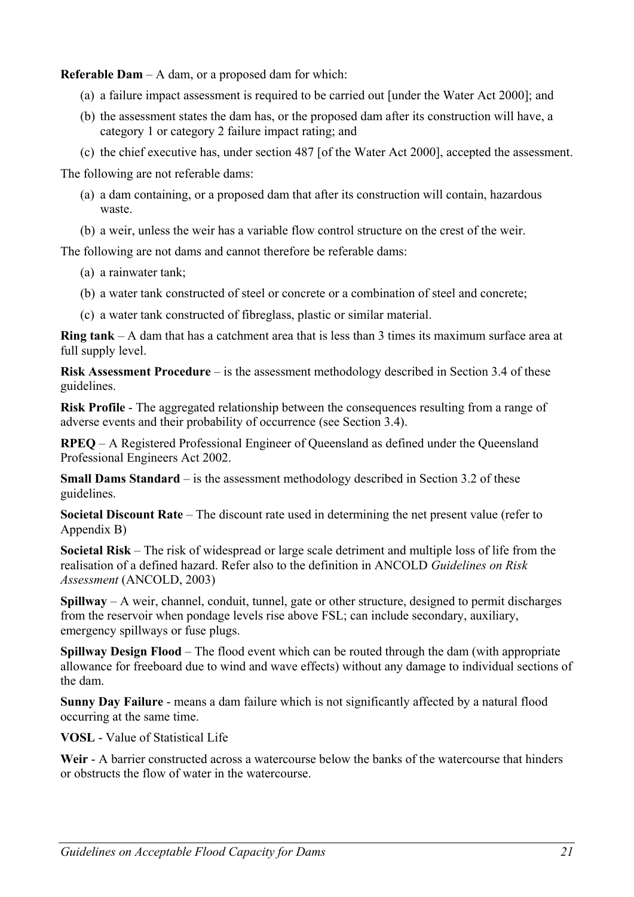**Referable Dam** – A dam, or a proposed dam for which:

(a) a failure impact assessment is required to be carried out [under the Water Act 2000]; and

(b) the assessment states the dam has, or the proposed dam after its construction will have, a category 1 or category 2 failure impact rating; and

(c) the chief executive has, under section 487 [of the Water Act 2000], accepted the assessment.

The following are not referable dams:

(a) a dam containing, or a proposed dam that after its construction will contain, hazardous waste.

(b) a weir, unless the weir has a variable flow control structure on the crest of the weir.

The following are not dams and cannot therefore be referable dams:

(a) a rainwater tank;

(b) a water tank constructed of steel or concrete or a combination of steel and concrete;

(c) a water tank constructed of fibreglass, plastic or similar material.

**Ring tank** – A dam that has a catchment area that is less than 3 times its maximum surface area at full supply level.

**Risk Assessment Procedure** – is the assessment methodology described in Section 3.4 of these guidelines.

**Risk Profile** - The aggregated relationship between the consequences resulting from a range of adverse events and their probability of occurrence (see Section 3.4).

**RPEQ** – A Registered Professional Engineer of Queensland as defined under the Queensland Professional Engineers Act 2002.

**Small Dams Standard** – is the assessment methodology described in Section 3.2 of these guidelines.

**Societal Discount Rate** – The discount rate used in determining the net present value (refer to Appendix B)

**Societal Risk** – The risk of widespread or large scale detriment and multiple loss of life from the realisation of a defined hazard. Refer also to the definition in ANCOLD *Guidelines on Risk Assessment* (ANCOLD, 2003)

**Spillway** – A weir, channel, conduit, tunnel, gate or other structure, designed to permit discharges from the reservoir when pondage levels rise above FSL; can include secondary, auxiliary, emergency spillways or fuse plugs.

**Spillway Design Flood** – The flood event which can be routed through the dam (with appropriate allowance for freeboard due to wind and wave effects) without any damage to individual sections of the dam.

**Sunny Day Failure** - means a dam failure which is not significantly affected by a natural flood occurring at the same time.

**VOSL** - Value of Statistical Life

**Weir** - A barrier constructed across a watercourse below the banks of the watercourse that hinders or obstructs the flow of water in the watercourse.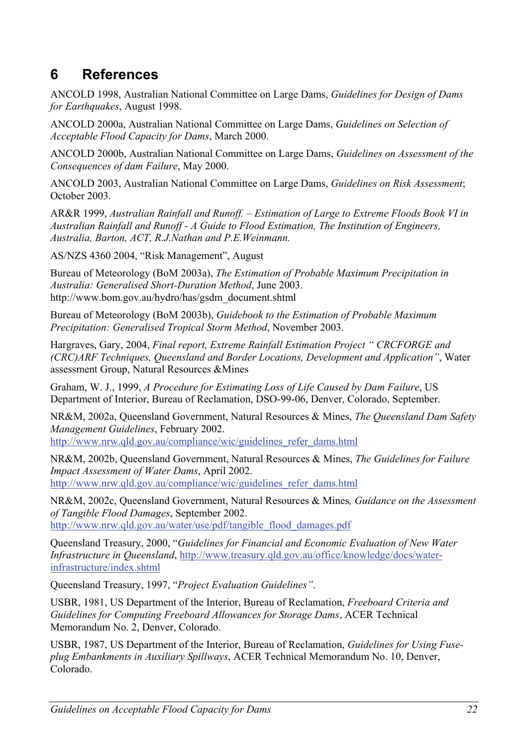# 6 References

ANCOLD 1998, Australian National Committee on Large Dams, *Guidelines for Design of Dams for Earthquakes*, August 1998.

ANCOLD 2000a, Australian National Committee on Large Dams, *Guidelines on Selection of Acceptable Flood Capacity for Dams*, March 2000.

ANCOLD 2000b, Australian National Committee on Large Dams, *Guidelines on Assessment of the Consequences of dam Failure*, May 2000.

ANCOLD 2003, Australian National Committee on Large Dams, *Guidelines on Risk Assessment*; October 2003.

AR&R 1999, *Australian Rainfall and Runoff. – Estimation of Large to Extreme Floods Book VI in Australian Rainfall and Runoff - A Guide to Flood Estimation, The Institution of Engineers, Australia, Barton, ACT, R.J.Nathan and P.E.Weinmann.*

AS/NZS 4360 2004, "Risk Management", August

Bureau of Meteorology (BoM 2003a), *The Estimation of Probable Maximum Precipitation in Australia: Generalised Short-Duration Method*, June 2003. http://www.bom.gov.au/hydro/has/gsdm_document.shtml

Bureau of Meteorology (BoM 2003b), *Guidebook to the Estimation of Probable Maximum Precipitation: Generalised Tropical Storm Method*, November 2003.

Hargraves, Gary, 2004, *Final report, Extreme Rainfall Estimation Project " CRCFORGE and (CRC)ARF Techniques, Queensland and Border Locations, Development and Application"*, Water assessment Group, Natural Resources &Mines

Graham, W. J., 1999, *A Procedure for Estimating Loss of Life Caused by Dam Failure*, US Department of Interior, Bureau of Reclamation, DSO-99-06, Denver, Colorado, September.

NR&M, 2002a, Queensland Government, Natural Resources & Mines, *The Queensland Dam Safety Management Guidelines*, February 2002. http://www.nrw.qld.gov.au/compliance/wic/guidelines_refer_dams.html

NR&M, 2002b, Queensland Government, Natural Resources & Mines, *The Guidelines for Failure Impact Assessment of Water Dams*, April 2002. http://www.nrw.qld.gov.au/compliance/wic/guidelines_refer_dams.html

NR&M, 2002c, Queensland Government, Natural Resources & Mines*, Guidance on the Assessment of Tangible Flood Damages*, September 2002. http://www.nrw.qld.gov.au/water/use/pdf/tangible_flood_damages.pdf

Queensland Treasury, 2000, "*Guidelines for Financial and Economic Evaluation of New Water Infrastructure in Queensland*, http://www.treasury.qld.gov.au/office/knowledge/docs/water-infrastructure/index.shtml

Queensland Treasury, 1997, "*Project Evaluation Guidelines"*.

USBR, 1981, US Department of the Interior, Bureau of Reclamation, *Freeboard Criteria and Guidelines for Computing Freeboard Allowances for Storage Dams*, ACER Technical Memorandum No. 2, Denver, Colorado.

USBR, 1987, US Department of the Interior, Bureau of Reclamation, *Guidelines for Using Fuse-plug Embankments in Auxiliary Spillways*, ACER Technical Memorandum No. 10, Denver, Colorado.